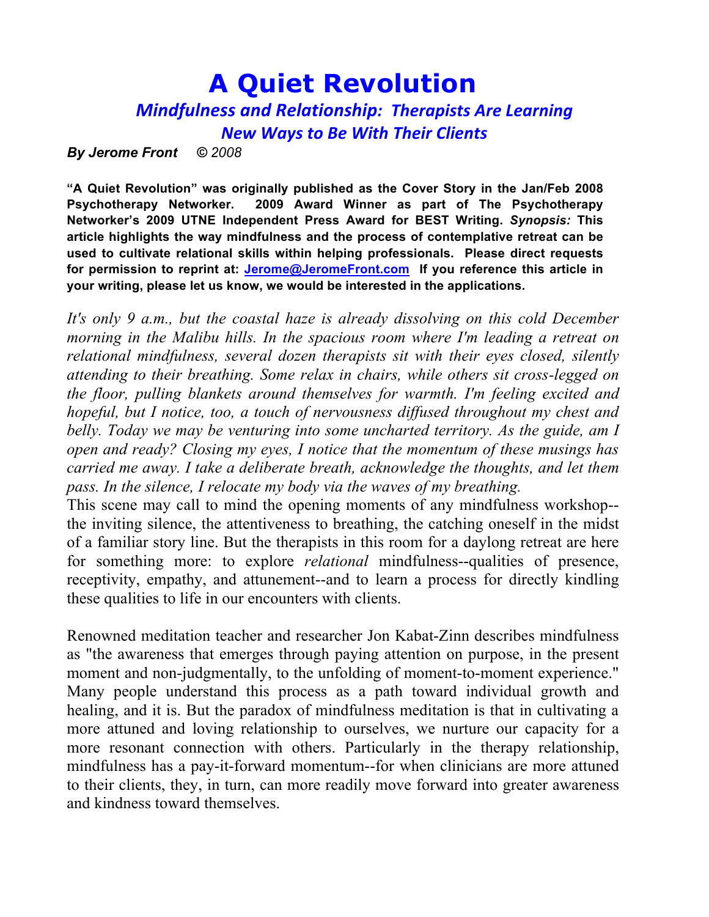# A Quiet Revolution

## *Mindfulness and Relationship: Therapists Are Learning New Ways to Be With Their Clients*

***By Jerome Front © 2008***

**"A Quiet Revolution" was originally published as the Cover Story in the Jan/Feb 2008 Psychotherapy Networker. 2009 Award Winner as part of The Psychotherapy Networker's 2009 UTNE Independent Press Award for BEST Writing. *Synopsis:* This article highlights the way mindfulness and the process of contemplative retreat can be used to cultivate relational skills within helping professionals. Please direct requests for permission to reprint at: [Jerome@JeromeFront.com](mailto:Jerome@JeromeFront.com) If you reference this article in your writing, please let us know, we would be interested in the applications.**

*It's only 9 a.m., but the coastal haze is already dissolving on this cold December morning in the Malibu hills. In the spacious room where I'm leading a retreat on relational mindfulness, several dozen therapists sit with their eyes closed, silently attending to their breathing. Some relax in chairs, while others sit cross-legged on the floor, pulling blankets around themselves for warmth. I'm feeling excited and hopeful, but I notice, too, a touch of nervousness diffused throughout my chest and belly. Today we may be venturing into some uncharted territory. As the guide, am I open and ready? Closing my eyes, I notice that the momentum of these musings has carried me away. I take a deliberate breath, acknowledge the thoughts, and let them pass. In the silence, I relocate my body via the waves of my breathing.*

This scene may call to mind the opening moments of any mindfulness workshop--the inviting silence, the attentiveness to breathing, the catching oneself in the midst of a familiar story line. But the therapists in this room for a daylong retreat are here for something more: to explore *relational* mindfulness--qualities of presence, receptivity, empathy, and attunement--and to learn a process for directly kindling these qualities to life in our encounters with clients.

Renowned meditation teacher and researcher Jon Kabat-Zinn describes mindfulness as "the awareness that emerges through paying attention on purpose, in the present moment and non-judgmentally, to the unfolding of moment-to-moment experience." Many people understand this process as a path toward individual growth and healing, and it is. But the paradox of mindfulness meditation is that in cultivating a more attuned and loving relationship to ourselves, we nurture our capacity for a more resonant connection with others. Particularly in the therapy relationship, mindfulness has a pay-it-forward momentum--for when clinicians are more attuned to their clients, they, in turn, can more readily move forward into greater awareness and kindness toward themselves.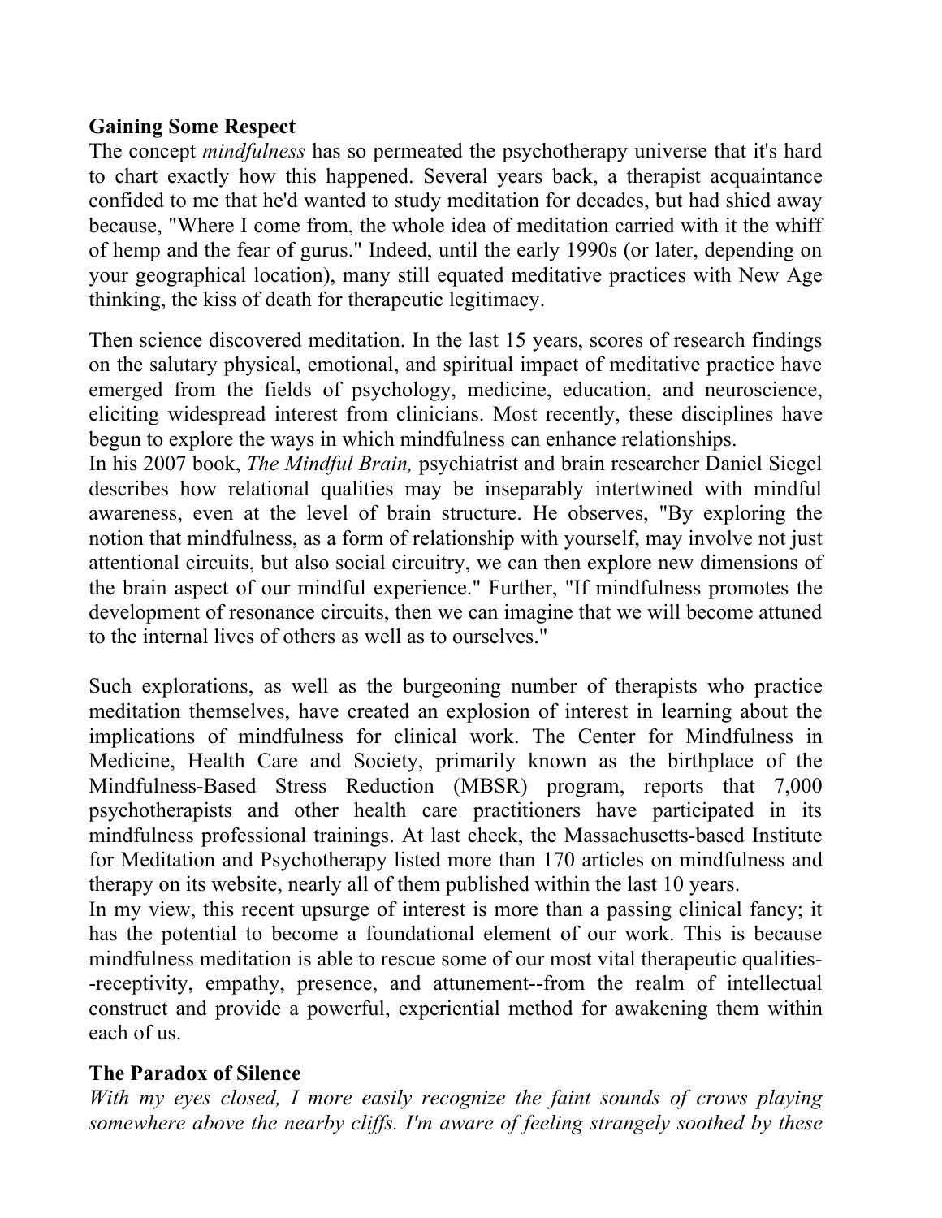## Gaining Some Respect

The concept *mindfulness* has so permeated the psychotherapy universe that it's hard to chart exactly how this happened. Several years back, a therapist acquaintance confided to me that he'd wanted to study meditation for decades, but had shied away because, "Where I come from, the whole idea of meditation carried with it the whiff of hemp and the fear of gurus." Indeed, until the early 1990s (or later, depending on your geographical location), many still equated meditative practices with New Age thinking, the kiss of death for therapeutic legitimacy.

Then science discovered meditation. In the last 15 years, scores of research findings on the salutary physical, emotional, and spiritual impact of meditative practice have emerged from the fields of psychology, medicine, education, and neuroscience, eliciting widespread interest from clinicians. Most recently, these disciplines have begun to explore the ways in which mindfulness can enhance relationships.

In his 2007 book, *The Mindful Brain,* psychiatrist and brain researcher Daniel Siegel describes how relational qualities may be inseparably intertwined with mindful awareness, even at the level of brain structure. He observes, "By exploring the notion that mindfulness, as a form of relationship with yourself, may involve not just attentional circuits, but also social circuitry, we can then explore new dimensions of the brain aspect of our mindful experience." Further, "If mindfulness promotes the development of resonance circuits, then we can imagine that we will become attuned to the internal lives of others as well as to ourselves."

Such explorations, as well as the burgeoning number of therapists who practice meditation themselves, have created an explosion of interest in learning about the implications of mindfulness for clinical work. The Center for Mindfulness in Medicine, Health Care and Society, primarily known as the birthplace of the Mindfulness-Based Stress Reduction (MBSR) program, reports that 7,000 psychotherapists and other health care practitioners have participated in its mindfulness professional trainings. At last check, the Massachusetts-based Institute for Meditation and Psychotherapy listed more than 170 articles on mindfulness and therapy on its website, nearly all of them published within the last 10 years.

In my view, this recent upsurge of interest is more than a passing clinical fancy; it has the potential to become a foundational element of our work. This is because mindfulness meditation is able to rescue some of our most vital therapeutic qualities--receptivity, empathy, presence, and attunement--from the realm of intellectual construct and provide a powerful, experiential method for awakening them within each of us.

## The Paradox of Silence

*With my eyes closed, I more easily recognize the faint sounds of crows playing somewhere above the nearby cliffs. I'm aware of feeling strangely soothed by these*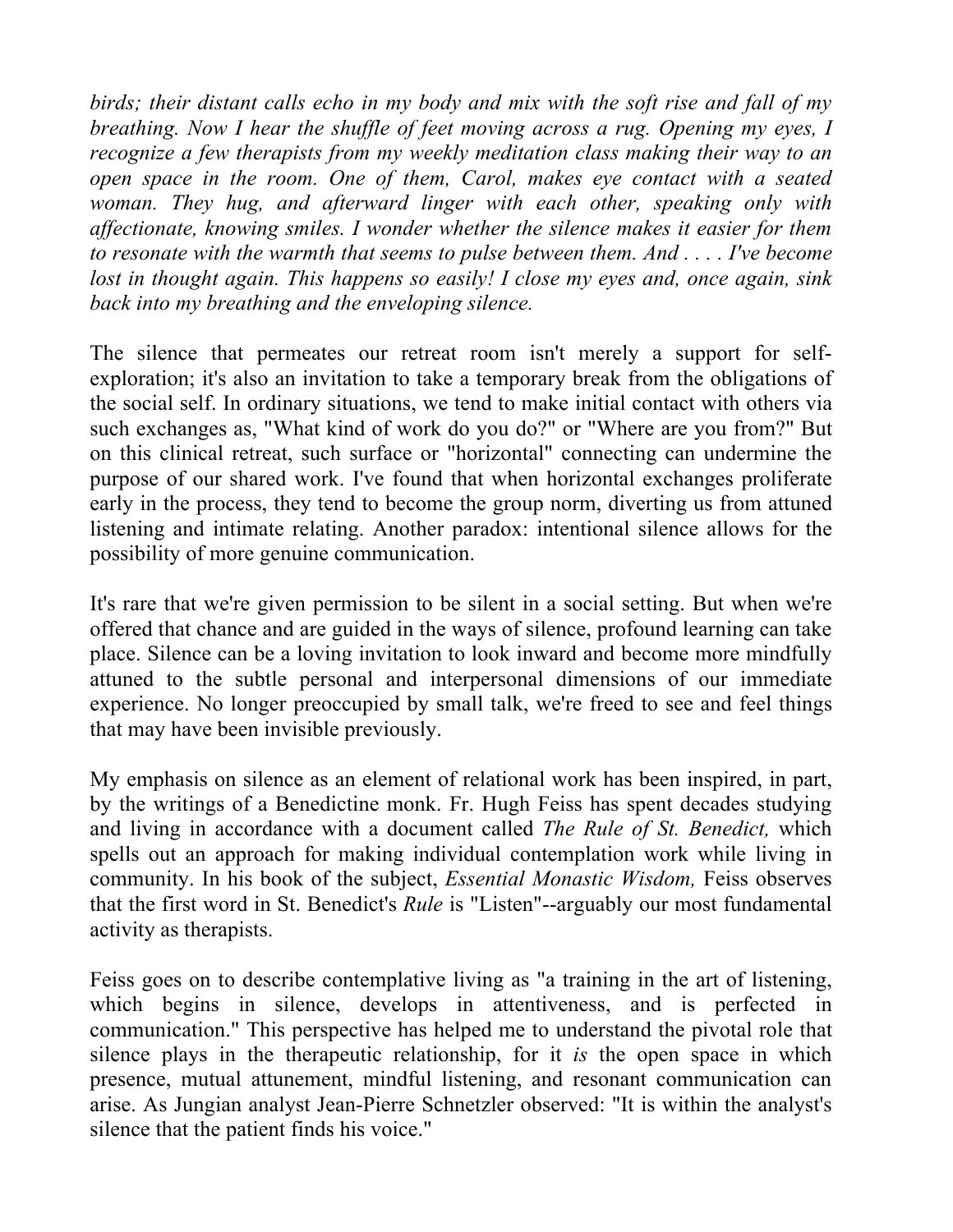*birds; their distant calls echo in my body and mix with the soft rise and fall of my breathing. Now I hear the shuffle of feet moving across a rug. Opening my eyes, I recognize a few therapists from my weekly meditation class making their way to an open space in the room. One of them, Carol, makes eye contact with a seated woman. They hug, and afterward linger with each other, speaking only with affectionate, knowing smiles. I wonder whether the silence makes it easier for them to resonate with the warmth that seems to pulse between them. And . . . . I've become lost in thought again. This happens so easily! I close my eyes and, once again, sink back into my breathing and the enveloping silence.*

The silence that permeates our retreat room isn't merely a support for self-exploration; it's also an invitation to take a temporary break from the obligations of the social self. In ordinary situations, we tend to make initial contact with others via such exchanges as, "What kind of work do you do?" or "Where are you from?" But on this clinical retreat, such surface or "horizontal" connecting can undermine the purpose of our shared work. I've found that when horizontal exchanges proliferate early in the process, they tend to become the group norm, diverting us from attuned listening and intimate relating. Another paradox: intentional silence allows for the possibility of more genuine communication.

It's rare that we're given permission to be silent in a social setting. But when we're offered that chance and are guided in the ways of silence, profound learning can take place. Silence can be a loving invitation to look inward and become more mindfully attuned to the subtle personal and interpersonal dimensions of our immediate experience. No longer preoccupied by small talk, we're freed to see and feel things that may have been invisible previously.

My emphasis on silence as an element of relational work has been inspired, in part, by the writings of a Benedictine monk. Fr. Hugh Feiss has spent decades studying and living in accordance with a document called *The Rule of St. Benedict,* which spells out an approach for making individual contemplation work while living in community. In his book of the subject, *Essential Monastic Wisdom,* Feiss observes that the first word in St. Benedict's *Rule* is "Listen"--arguably our most fundamental activity as therapists.

Feiss goes on to describe contemplative living as "a training in the art of listening, which begins in silence, develops in attentiveness, and is perfected in communication." This perspective has helped me to understand the pivotal role that silence plays in the therapeutic relationship, for it *is* the open space in which presence, mutual attunement, mindful listening, and resonant communication can arise. As Jungian analyst Jean-Pierre Schnetzler observed: "It is within the analyst's silence that the patient finds his voice."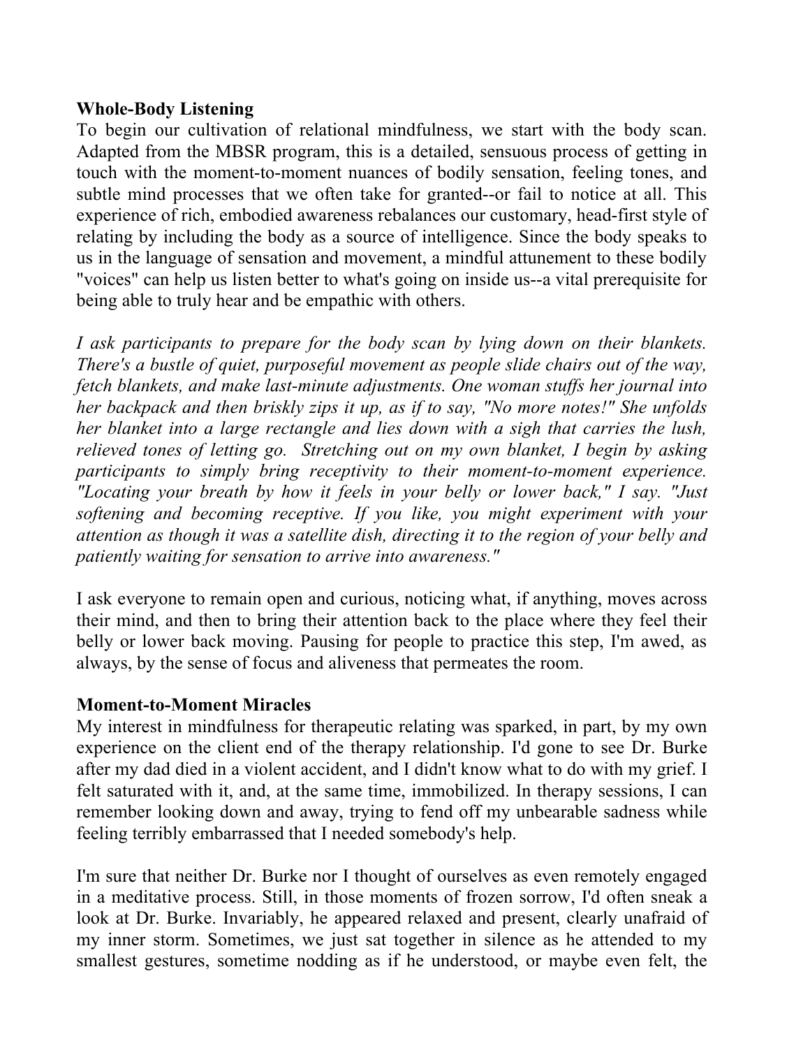**Whole-Body Listening**

To begin our cultivation of relational mindfulness, we start with the body scan. Adapted from the MBSR program, this is a detailed, sensuous process of getting in touch with the moment-to-moment nuances of bodily sensation, feeling tones, and subtle mind processes that we often take for granted--or fail to notice at all. This experience of rich, embodied awareness rebalances our customary, head-first style of relating by including the body as a source of intelligence. Since the body speaks to us in the language of sensation and movement, a mindful attunement to these bodily "voices" can help us listen better to what's going on inside us--a vital prerequisite for being able to truly hear and be empathic with others.

*I ask participants to prepare for the body scan by lying down on their blankets. There's a bustle of quiet, purposeful movement as people slide chairs out of the way, fetch blankets, and make last-minute adjustments. One woman stuffs her journal into her backpack and then briskly zips it up, as if to say, "No more notes!" She unfolds her blanket into a large rectangle and lies down with a sigh that carries the lush, relieved tones of letting go. Stretching out on my own blanket, I begin by asking participants to simply bring receptivity to their moment-to-moment experience. "Locating your breath by how it feels in your belly or lower back," I say. "Just softening and becoming receptive. If you like, you might experiment with your attention as though it was a satellite dish, directing it to the region of your belly and patiently waiting for sensation to arrive into awareness."*

I ask everyone to remain open and curious, noticing what, if anything, moves across their mind, and then to bring their attention back to the place where they feel their belly or lower back moving. Pausing for people to practice this step, I'm awed, as always, by the sense of focus and aliveness that permeates the room.

**Moment-to-Moment Miracles**

My interest in mindfulness for therapeutic relating was sparked, in part, by my own experience on the client end of the therapy relationship. I'd gone to see Dr. Burke after my dad died in a violent accident, and I didn't know what to do with my grief. I felt saturated with it, and, at the same time, immobilized. In therapy sessions, I can remember looking down and away, trying to fend off my unbearable sadness while feeling terribly embarrassed that I needed somebody's help.

I'm sure that neither Dr. Burke nor I thought of ourselves as even remotely engaged in a meditative process. Still, in those moments of frozen sorrow, I'd often sneak a look at Dr. Burke. Invariably, he appeared relaxed and present, clearly unafraid of my inner storm. Sometimes, we just sat together in silence as he attended to my smallest gestures, sometime nodding as if he understood, or maybe even felt, the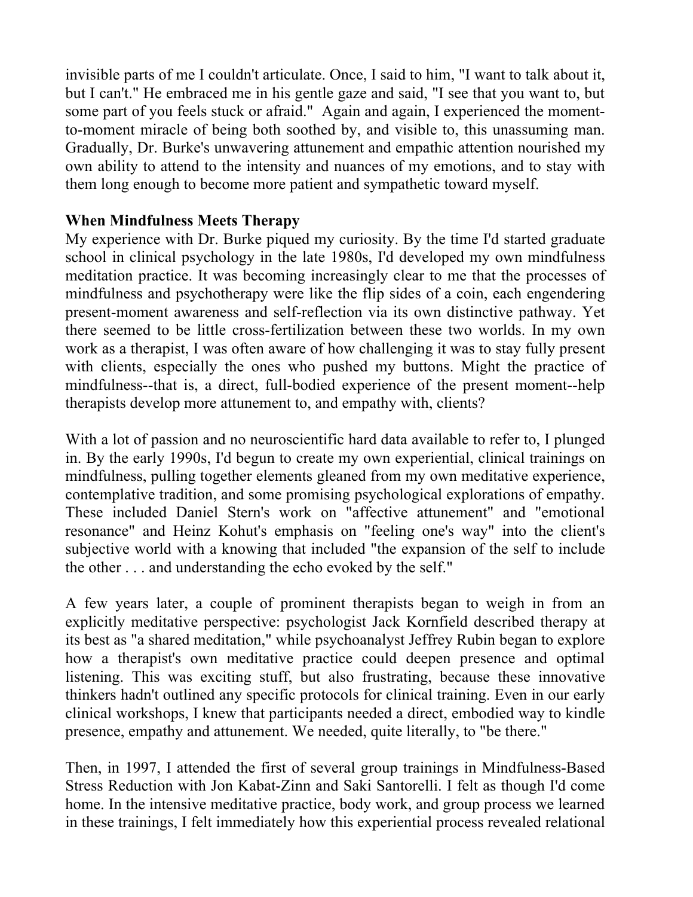invisible parts of me I couldn't articulate. Once, I said to him, "I want to talk about it, but I can't." He embraced me in his gentle gaze and said, "I see that you want to, but some part of you feels stuck or afraid." Again and again, I experienced the moment-to-moment miracle of being both soothed by, and visible to, this unassuming man. Gradually, Dr. Burke's unwavering attunement and empathic attention nourished my own ability to attend to the intensity and nuances of my emotions, and to stay with them long enough to become more patient and sympathetic toward myself.

**When Mindfulness Meets Therapy**

My experience with Dr. Burke piqued my curiosity. By the time I'd started graduate school in clinical psychology in the late 1980s, I'd developed my own mindfulness meditation practice. It was becoming increasingly clear to me that the processes of mindfulness and psychotherapy were like the flip sides of a coin, each engendering present-moment awareness and self-reflection via its own distinctive pathway. Yet there seemed to be little cross-fertilization between these two worlds. In my own work as a therapist, I was often aware of how challenging it was to stay fully present with clients, especially the ones who pushed my buttons. Might the practice of mindfulness--that is, a direct, full-bodied experience of the present moment--help therapists develop more attunement to, and empathy with, clients?

With a lot of passion and no neuroscientific hard data available to refer to, I plunged in. By the early 1990s, I'd begun to create my own experiential, clinical trainings on mindfulness, pulling together elements gleaned from my own meditative experience, contemplative tradition, and some promising psychological explorations of empathy. These included Daniel Stern's work on "affective attunement" and "emotional resonance" and Heinz Kohut's emphasis on "feeling one's way" into the client's subjective world with a knowing that included "the expansion of the self to include the other . . . and understanding the echo evoked by the self."

A few years later, a couple of prominent therapists began to weigh in from an explicitly meditative perspective: psychologist Jack Kornfield described therapy at its best as "a shared meditation," while psychoanalyst Jeffrey Rubin began to explore how a therapist's own meditative practice could deepen presence and optimal listening. This was exciting stuff, but also frustrating, because these innovative thinkers hadn't outlined any specific protocols for clinical training. Even in our early clinical workshops, I knew that participants needed a direct, embodied way to kindle presence, empathy and attunement. We needed, quite literally, to "be there."

Then, in 1997, I attended the first of several group trainings in Mindfulness-Based Stress Reduction with Jon Kabat-Zinn and Saki Santorelli. I felt as though I'd come home. In the intensive meditative practice, body work, and group process we learned in these trainings, I felt immediately how this experiential process revealed relational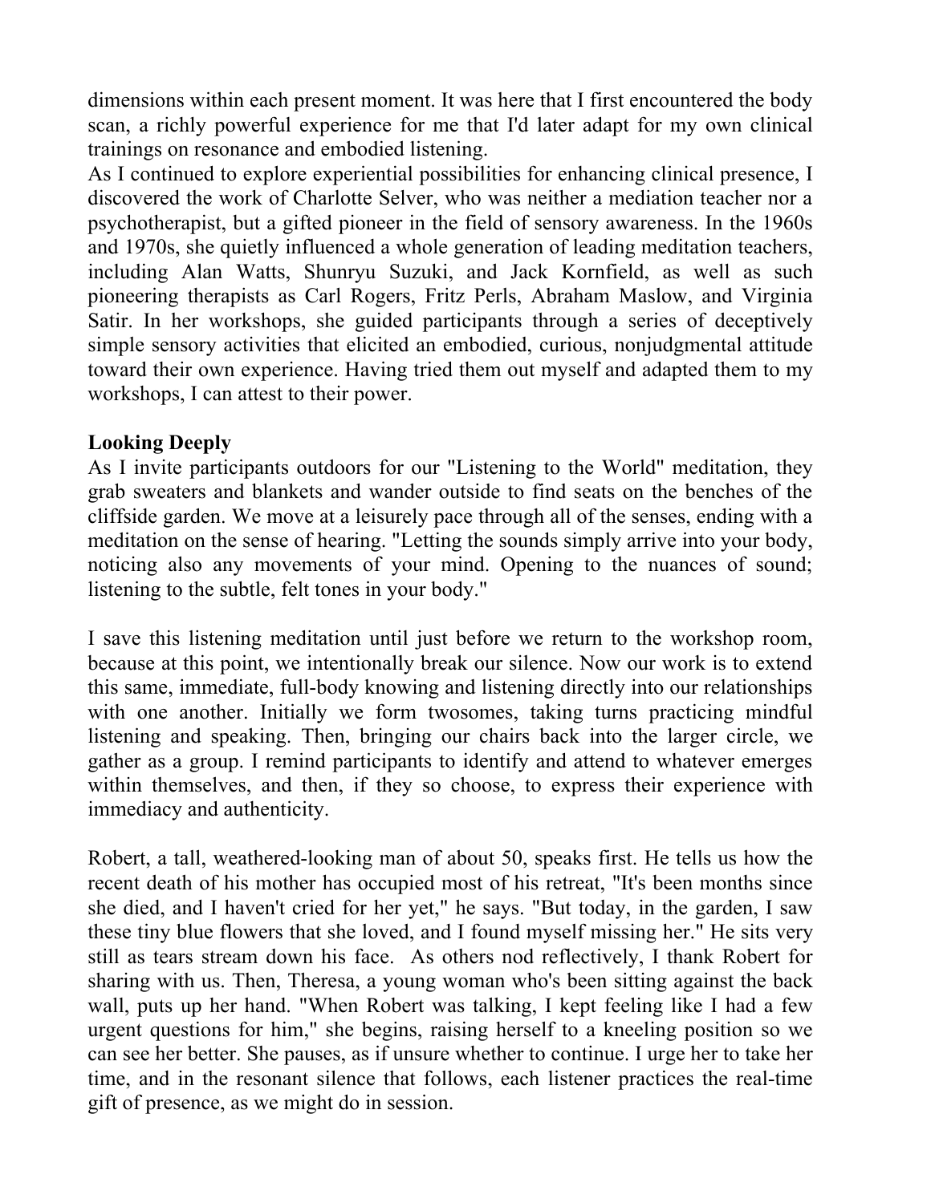dimensions within each present moment. It was here that I first encountered the body scan, a richly powerful experience for me that I'd later adapt for my own clinical trainings on resonance and embodied listening.

As I continued to explore experiential possibilities for enhancing clinical presence, I discovered the work of Charlotte Selver, who was neither a mediation teacher nor a psychotherapist, but a gifted pioneer in the field of sensory awareness. In the 1960s and 1970s, she quietly influenced a whole generation of leading meditation teachers, including Alan Watts, Shunryu Suzuki, and Jack Kornfield, as well as such pioneering therapists as Carl Rogers, Fritz Perls, Abraham Maslow, and Virginia Satir. In her workshops, she guided participants through a series of deceptively simple sensory activities that elicited an embodied, curious, nonjudgmental attitude toward their own experience. Having tried them out myself and adapted them to my workshops, I can attest to their power.

**Looking Deeply**

As I invite participants outdoors for our "Listening to the World" meditation, they grab sweaters and blankets and wander outside to find seats on the benches of the cliffside garden. We move at a leisurely pace through all of the senses, ending with a meditation on the sense of hearing. "Letting the sounds simply arrive into your body, noticing also any movements of your mind. Opening to the nuances of sound; listening to the subtle, felt tones in your body."

I save this listening meditation until just before we return to the workshop room, because at this point, we intentionally break our silence. Now our work is to extend this same, immediate, full-body knowing and listening directly into our relationships with one another. Initially we form twosomes, taking turns practicing mindful listening and speaking. Then, bringing our chairs back into the larger circle, we gather as a group. I remind participants to identify and attend to whatever emerges within themselves, and then, if they so choose, to express their experience with immediacy and authenticity.

Robert, a tall, weathered-looking man of about 50, speaks first. He tells us how the recent death of his mother has occupied most of his retreat, "It's been months since she died, and I haven't cried for her yet," he says. "But today, in the garden, I saw these tiny blue flowers that she loved, and I found myself missing her." He sits very still as tears stream down his face. As others nod reflectively, I thank Robert for sharing with us. Then, Theresa, a young woman who's been sitting against the back wall, puts up her hand. "When Robert was talking, I kept feeling like I had a few urgent questions for him," she begins, raising herself to a kneeling position so we can see her better. She pauses, as if unsure whether to continue. I urge her to take her time, and in the resonant silence that follows, each listener practices the real-time gift of presence, as we might do in session.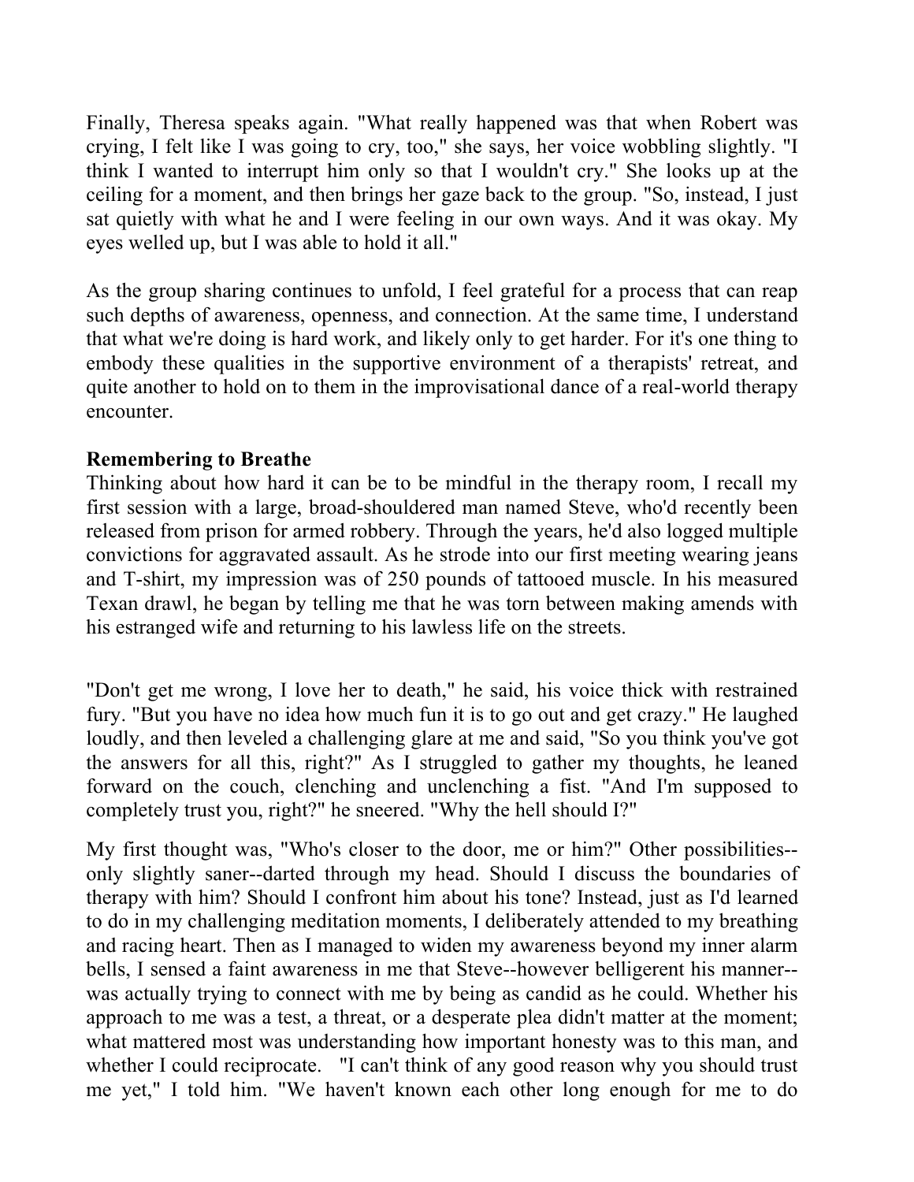Finally, Theresa speaks again. "What really happened was that when Robert was crying, I felt like I was going to cry, too," she says, her voice wobbling slightly. "I think I wanted to interrupt him only so that I wouldn't cry." She looks up at the ceiling for a moment, and then brings her gaze back to the group. "So, instead, I just sat quietly with what he and I were feeling in our own ways. And it was okay. My eyes welled up, but I was able to hold it all."

As the group sharing continues to unfold, I feel grateful for a process that can reap such depths of awareness, openness, and connection. At the same time, I understand that what we're doing is hard work, and likely only to get harder. For it's one thing to embody these qualities in the supportive environment of a therapists' retreat, and quite another to hold on to them in the improvisational dance of a real-world therapy encounter.

**Remembering to Breathe**

Thinking about how hard it can be to be mindful in the therapy room, I recall my first session with a large, broad-shouldered man named Steve, who'd recently been released from prison for armed robbery. Through the years, he'd also logged multiple convictions for aggravated assault. As he strode into our first meeting wearing jeans and T-shirt, my impression was of 250 pounds of tattooed muscle. In his measured Texan drawl, he began by telling me that he was torn between making amends with his estranged wife and returning to his lawless life on the streets.

"Don't get me wrong, I love her to death," he said, his voice thick with restrained fury. "But you have no idea how much fun it is to go out and get crazy." He laughed loudly, and then leveled a challenging glare at me and said, "So you think you've got the answers for all this, right?" As I struggled to gather my thoughts, he leaned forward on the couch, clenching and unclenching a fist. "And I'm supposed to completely trust you, right?" he sneered. "Why the hell should I?"

My first thought was, "Who's closer to the door, me or him?" Other possibilities--only slightly saner--darted through my head. Should I discuss the boundaries of therapy with him? Should I confront him about his tone? Instead, just as I'd learned to do in my challenging meditation moments, I deliberately attended to my breathing and racing heart. Then as I managed to widen my awareness beyond my inner alarm bells, I sensed a faint awareness in me that Steve--however belligerent his manner--was actually trying to connect with me by being as candid as he could. Whether his approach to me was a test, a threat, or a desperate plea didn't matter at the moment; what mattered most was understanding how important honesty was to this man, and whether I could reciprocate. "I can't think of any good reason why you should trust me yet," I told him. "We haven't known each other long enough for me to do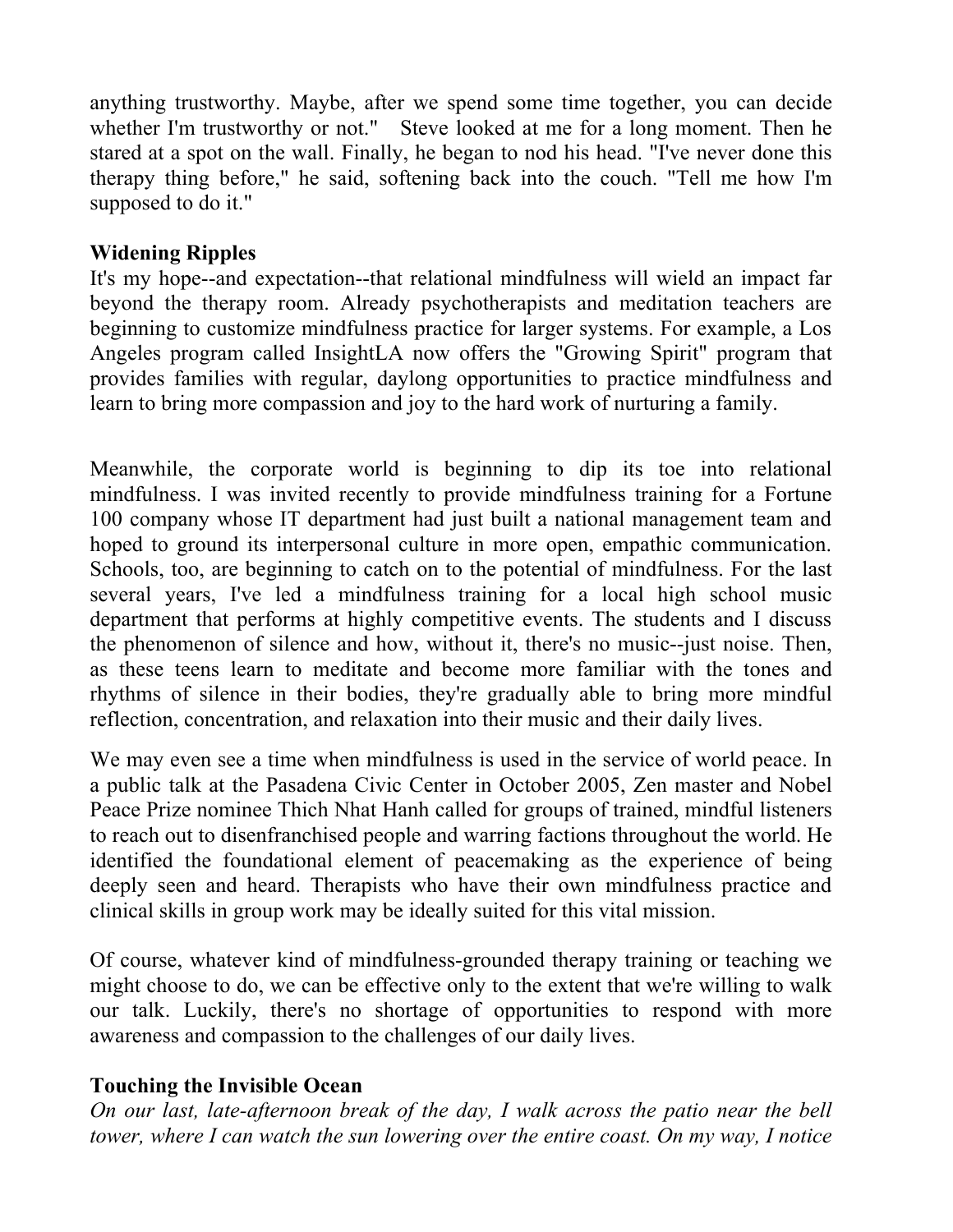anything trustworthy. Maybe, after we spend some time together, you can decide whether I'm trustworthy or not." Steve looked at me for a long moment. Then he stared at a spot on the wall. Finally, he began to nod his head. "I've never done this therapy thing before," he said, softening back into the couch. "Tell me how I'm supposed to do it."

**Widening Ripples**

It's my hope--and expectation--that relational mindfulness will wield an impact far beyond the therapy room. Already psychotherapists and meditation teachers are beginning to customize mindfulness practice for larger systems. For example, a Los Angeles program called InsightLA now offers the "Growing Spirit" program that provides families with regular, daylong opportunities to practice mindfulness and learn to bring more compassion and joy to the hard work of nurturing a family.

Meanwhile, the corporate world is beginning to dip its toe into relational mindfulness. I was invited recently to provide mindfulness training for a Fortune 100 company whose IT department had just built a national management team and hoped to ground its interpersonal culture in more open, empathic communication. Schools, too, are beginning to catch on to the potential of mindfulness. For the last several years, I've led a mindfulness training for a local high school music department that performs at highly competitive events. The students and I discuss the phenomenon of silence and how, without it, there's no music--just noise. Then, as these teens learn to meditate and become more familiar with the tones and rhythms of silence in their bodies, they're gradually able to bring more mindful reflection, concentration, and relaxation into their music and their daily lives.

We may even see a time when mindfulness is used in the service of world peace. In a public talk at the Pasadena Civic Center in October 2005, Zen master and Nobel Peace Prize nominee Thich Nhat Hanh called for groups of trained, mindful listeners to reach out to disenfranchised people and warring factions throughout the world. He identified the foundational element of peacemaking as the experience of being deeply seen and heard. Therapists who have their own mindfulness practice and clinical skills in group work may be ideally suited for this vital mission.

Of course, whatever kind of mindfulness-grounded therapy training or teaching we might choose to do, we can be effective only to the extent that we're willing to walk our talk. Luckily, there's no shortage of opportunities to respond with more awareness and compassion to the challenges of our daily lives.

**Touching the Invisible Ocean**

*On our last, late-afternoon break of the day, I walk across the patio near the bell tower, where I can watch the sun lowering over the entire coast. On my way, I notice*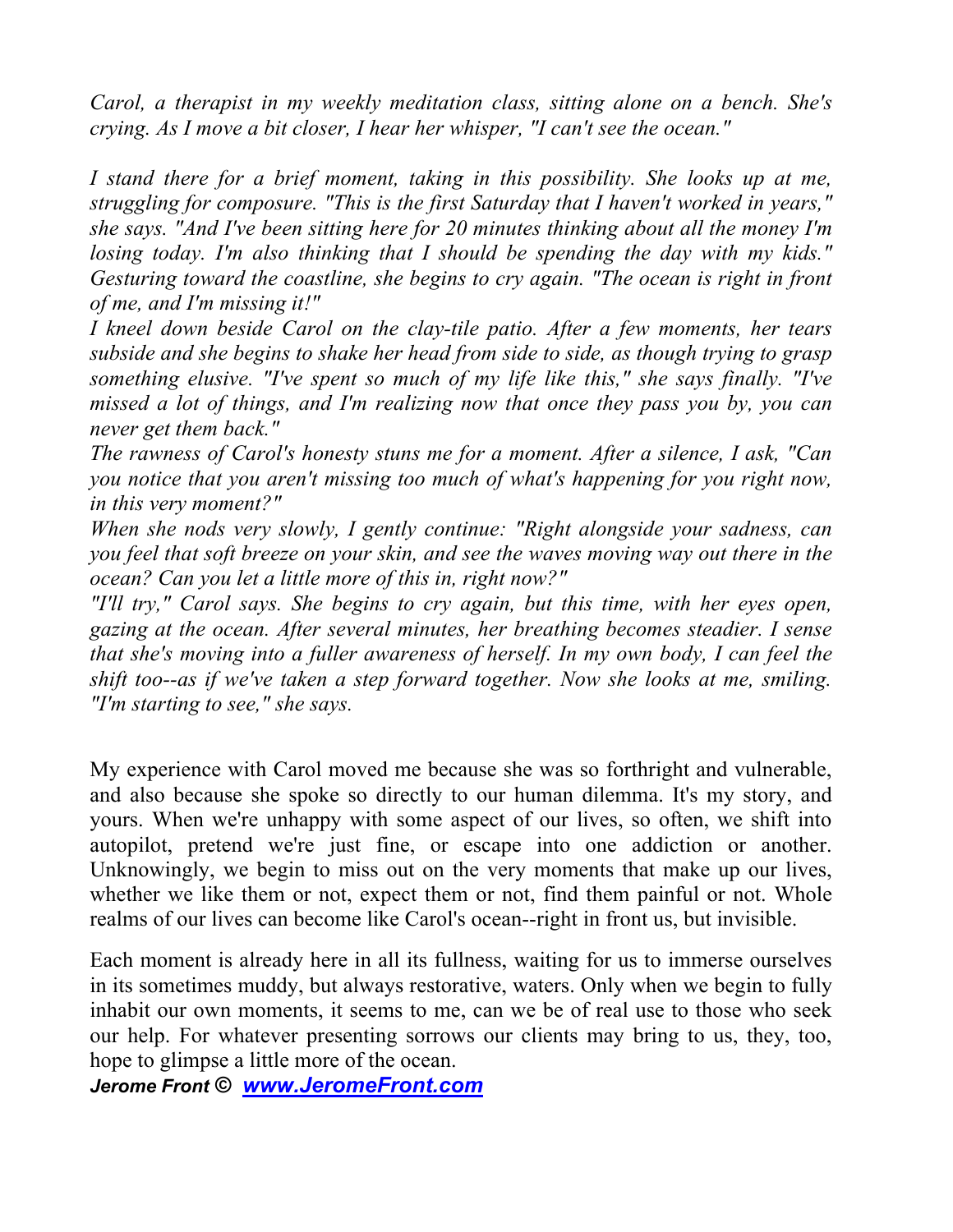*Carol, a therapist in my weekly meditation class, sitting alone on a bench. She's crying. As I move a bit closer, I hear her whisper, "I can't see the ocean."*

*I stand there for a brief moment, taking in this possibility. She looks up at me, struggling for composure. "This is the first Saturday that I haven't worked in years," she says. "And I've been sitting here for 20 minutes thinking about all the money I'm losing today. I'm also thinking that I should be spending the day with my kids." Gesturing toward the coastline, she begins to cry again. "The ocean is right in front of me, and I'm missing it!"*

*I kneel down beside Carol on the clay-tile patio. After a few moments, her tears subside and she begins to shake her head from side to side, as though trying to grasp something elusive. "I've spent so much of my life like this," she says finally. "I've missed a lot of things, and I'm realizing now that once they pass you by, you can never get them back."*

*The rawness of Carol's honesty stuns me for a moment. After a silence, I ask, "Can you notice that you aren't missing too much of what's happening for you right now, in this very moment?"*

*When she nods very slowly, I gently continue: "Right alongside your sadness, can you feel that soft breeze on your skin, and see the waves moving way out there in the ocean? Can you let a little more of this in, right now?"*

*"I'll try," Carol says. She begins to cry again, but this time, with her eyes open, gazing at the ocean. After several minutes, her breathing becomes steadier. I sense that she's moving into a fuller awareness of herself. In my own body, I can feel the shift too--as if we've taken a step forward together. Now she looks at me, smiling. "I'm starting to see," she says.*

My experience with Carol moved me because she was so forthright and vulnerable, and also because she spoke so directly to our human dilemma. It's my story, and yours. When we're unhappy with some aspect of our lives, so often, we shift into autopilot, pretend we're just fine, or escape into one addiction or another. Unknowingly, we begin to miss out on the very moments that make up our lives, whether we like them or not, expect them or not, find them painful or not. Whole realms of our lives can become like Carol's ocean--right in front us, but invisible.

Each moment is already here in all its fullness, waiting for us to immerse ourselves in its sometimes muddy, but always restorative, waters. Only when we begin to fully inhabit our own moments, it seems to me, can we be of real use to those who seek our help. For whatever presenting sorrows our clients may bring to us, they, too, hope to glimpse a little more of the ocean.

***Jerome Front ©*** ***www.JeromeFront.com***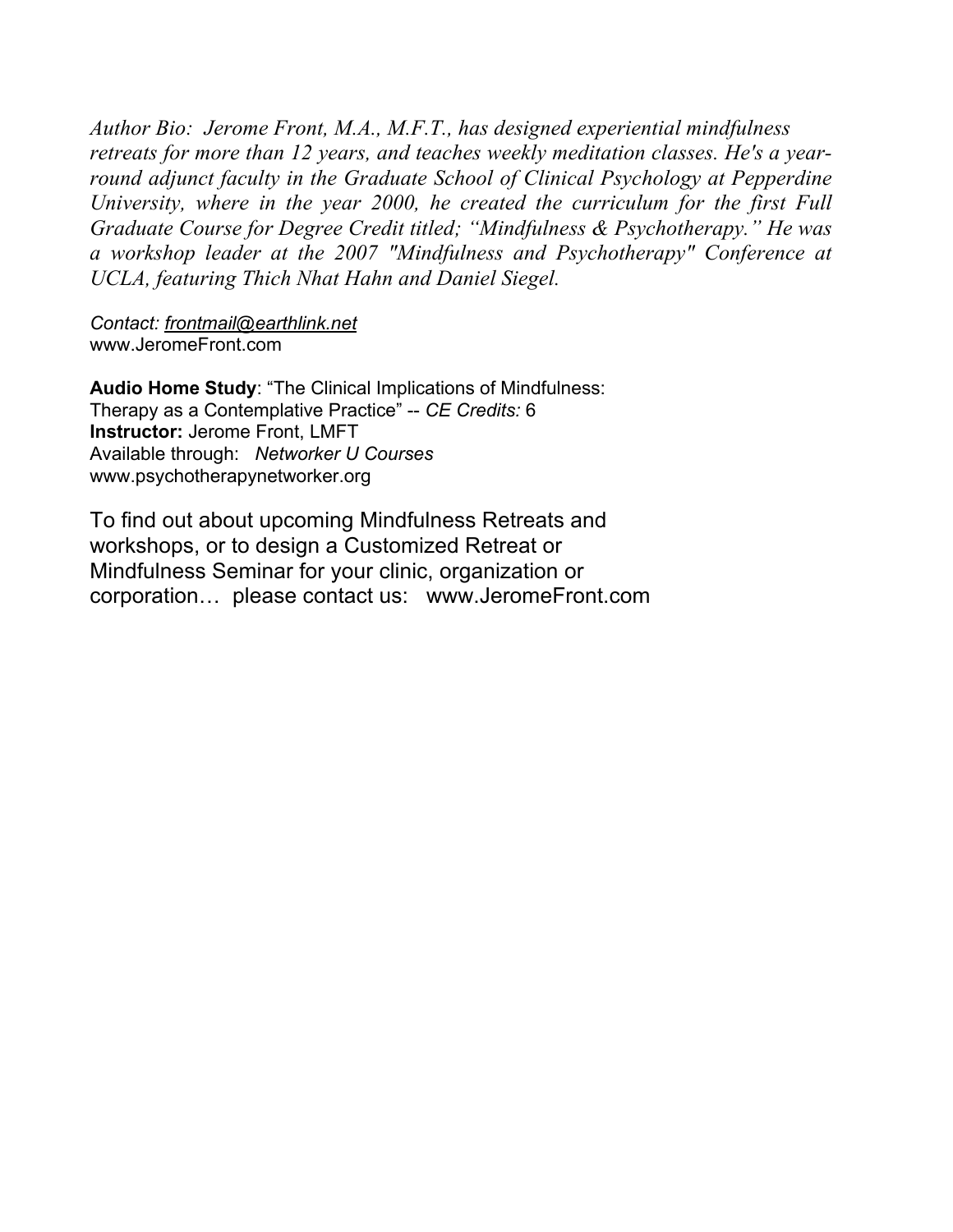*Author Bio: Jerome Front, M.A., M.F.T., has designed experiential mindfulness retreats for more than 12 years, and teaches weekly meditation classes. He's a year-round adjunct faculty in the Graduate School of Clinical Psychology at Pepperdine University, where in the year 2000, he created the curriculum for the first Full Graduate Course for Degree Credit titled; "Mindfulness & Psychotherapy." He was a workshop leader at the 2007 "Mindfulness and Psychotherapy" Conference at UCLA, featuring Thich Nhat Hahn and Daniel Siegel.*

*Contact: frontmail@earthlink.net*
www.JeromeFront.com

**Audio Home Study**: "The Clinical Implications of Mindfulness: Therapy as a Contemplative Practice" -- *CE Credits:* 6
**Instructor:** Jerome Front, LMFT
Available through: *Networker U Courses*
www.psychotherapynetworker.org

To find out about upcoming Mindfulness Retreats and workshops, or to design a Customized Retreat or Mindfulness Seminar for your clinic, organization or corporation… please contact us: www.JeromeFront.com